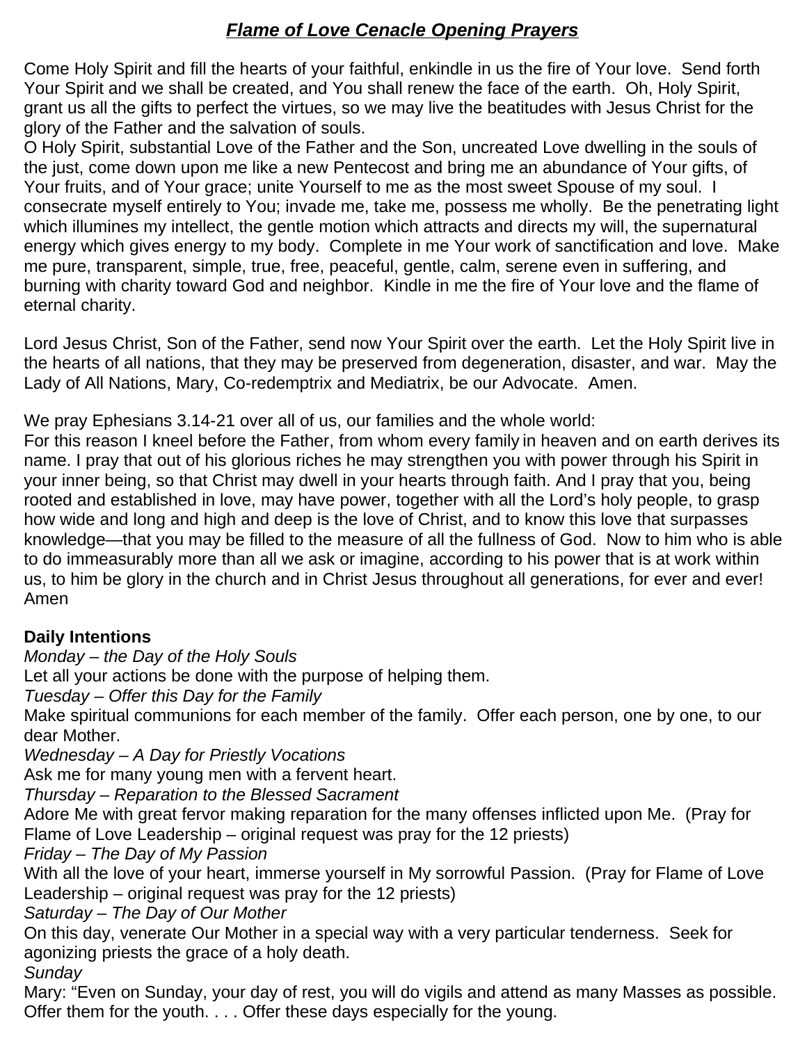# ***Flame of Love Cenacle Opening Prayers***

Come Holy Spirit and fill the hearts of your faithful, enkindle in us the fire of Your love. Send forth Your Spirit and we shall be created, and You shall renew the face of the earth. Oh, Holy Spirit, grant us all the gifts to perfect the virtues, so we may live the beatitudes with Jesus Christ for the glory of the Father and the salvation of souls.
O Holy Spirit, substantial Love of the Father and the Son, uncreated Love dwelling in the souls of the just, come down upon me like a new Pentecost and bring me an abundance of Your gifts, of Your fruits, and of Your grace; unite Yourself to me as the most sweet Spouse of my soul. I consecrate myself entirely to You; invade me, take me, possess me wholly. Be the penetrating light which illumines my intellect, the gentle motion which attracts and directs my will, the supernatural energy which gives energy to my body. Complete in me Your work of sanctification and love. Make me pure, transparent, simple, true, free, peaceful, gentle, calm, serene even in suffering, and burning with charity toward God and neighbor. Kindle in me the fire of Your love and the flame of eternal charity.

Lord Jesus Christ, Son of the Father, send now Your Spirit over the earth. Let the Holy Spirit live in the hearts of all nations, that they may be preserved from degeneration, disaster, and war. May the Lady of All Nations, Mary, Co-redemptrix and Mediatrix, be our Advocate. Amen.

We pray Ephesians 3.14-21 over all of us, our families and the whole world:
For this reason I kneel before the Father, from whom every family in heaven and on earth derives its name. I pray that out of his glorious riches he may strengthen you with power through his Spirit in your inner being, so that Christ may dwell in your hearts through faith. And I pray that you, being rooted and established in love, may have power, together with all the Lord's holy people, to grasp how wide and long and high and deep is the love of Christ, and to know this love that surpasses knowledge—that you may be filled to the measure of all the fullness of God. Now to him who is able to do immeasurably more than all we ask or imagine, according to his power that is at work within us, to him be glory in the church and in Christ Jesus throughout all generations, for ever and ever! Amen

**Daily Intentions**
*Monday – the Day of the Holy Souls*
Let all your actions be done with the purpose of helping them.
*Tuesday – Offer this Day for the Family*
Make spiritual communions for each member of the family. Offer each person, one by one, to our dear Mother.
*Wednesday – A Day for Priestly Vocations*
Ask me for many young men with a fervent heart.
*Thursday – Reparation to the Blessed Sacrament*
Adore Me with great fervor making reparation for the many offenses inflicted upon Me. (Pray for Flame of Love Leadership – original request was pray for the 12 priests)
*Friday – The Day of My Passion*
With all the love of your heart, immerse yourself in My sorrowful Passion. (Pray for Flame of Love Leadership – original request was pray for the 12 priests)
*Saturday – The Day of Our Mother*
On this day, venerate Our Mother in a special way with a very particular tenderness. Seek for agonizing priests the grace of a holy death.
*Sunday*
Mary: "Even on Sunday, your day of rest, you will do vigils and attend as many Masses as possible. Offer them for the youth. . . . Offer these days especially for the young.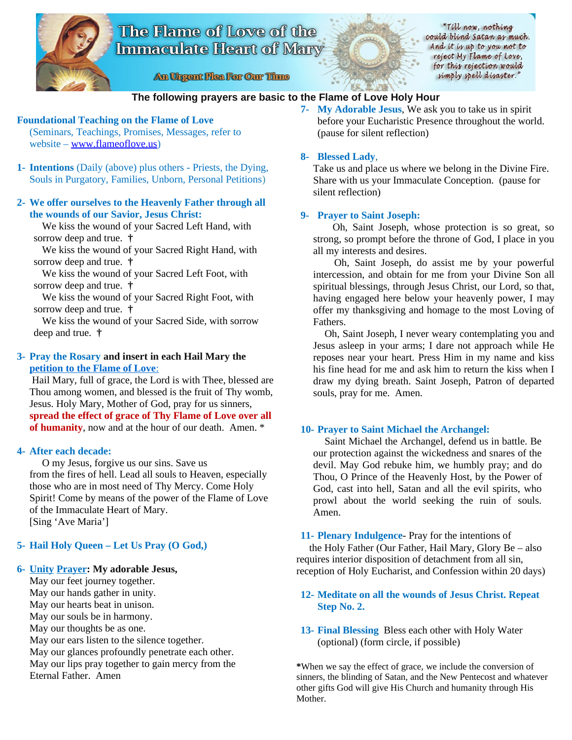# The Flame of Love of the Immaculate Heart of Mary

An Urgent Plea For Our Time

"Till now, nothing could blind Satan as much. And it is up to you not to reject My Flame of Love, for this rejection would simply spell disaster."

**The following prayers are basic to the Flame of Love Holy Hour**

**Foundational Teaching on the Flame of Love**
(Seminars, Teachings, Promises, Messages, refer to website – www.flameoflove.us)

1- **Intentions** (Daily (above) plus others - Priests, the Dying, Souls in Purgatory, Families, Unborn, Personal Petitions)

2- **We offer ourselves to the Heavenly Father through all the wounds of our Savior, Jesus Christ:**
We kiss the wound of your Sacred Left Hand, with sorrow deep and true. †
We kiss the wound of your Sacred Right Hand, with sorrow deep and true. †
We kiss the wound of your Sacred Left Foot, with sorrow deep and true. †
We kiss the wound of your Sacred Right Foot, with sorrow deep and true. †
We kiss the wound of your Sacred Side, with sorrow deep and true. †

3- **Pray the Rosary and insert in each Hail Mary the petition to the Flame of Love**:
Hail Mary, full of grace, the Lord is with Thee, blessed are Thou among women, and blessed is the fruit of Thy womb, Jesus. Holy Mary, Mother of God, pray for us sinners, **spread the effect of grace of Thy Flame of Love over all of humanity**, now and at the hour of our death. Amen. *

4- **After each decade:**
O my Jesus, forgive us our sins. Save us from the fires of hell. Lead all souls to Heaven, especially those who are in most need of Thy Mercy. Come Holy Spirit! Come by means of the power of the Flame of Love of the Immaculate Heart of Mary.
[Sing 'Ave Maria']

5- **Hail Holy Queen – Let Us Pray (O God,)**

6- **Unity Prayer: My adorable Jesus,**
May our feet journey together.
May our hands gather in unity.
May our hearts beat in unison.
May our souls be in harmony.
May our thoughts be as one.
May our ears listen to the silence together.
May our glances profoundly penetrate each other.
May our lips pray together to gain mercy from the Eternal Father. Amen

7- **My Adorable Jesus**, We ask you to take us in spirit before your Eucharistic Presence throughout the world. (pause for silent reflection)

8- **Blessed Lady**,
Take us and place us where we belong in the Divine Fire. Share with us your Immaculate Conception. (pause for silent reflection)

9- **Prayer to Saint Joseph:**
Oh, Saint Joseph, whose protection is so great, so strong, so prompt before the throne of God, I place in you all my interests and desires.
Oh, Saint Joseph, do assist me by your powerful intercession, and obtain for me from your Divine Son all spiritual blessings, through Jesus Christ, our Lord, so that, having engaged here below your heavenly power, I may offer my thanksgiving and homage to the most Loving of Fathers.
Oh, Saint Joseph, I never weary contemplating you and Jesus asleep in your arms; I dare not approach while He reposes near your heart. Press Him in my name and kiss his fine head for me and ask him to return the kiss when I draw my dying breath. Saint Joseph, Patron of departed souls, pray for me. Amen.

10- **Prayer to Saint Michael the Archangel:**
Saint Michael the Archangel, defend us in battle. Be our protection against the wickedness and snares of the devil. May God rebuke him, we humbly pray; and do Thou, O Prince of the Heavenly Host, by the Power of God, cast into hell, Satan and all the evil spirits, who prowl about the world seeking the ruin of souls. Amen.

11- **Plenary Indulgence**- Pray for the intentions of the Holy Father (Our Father, Hail Mary, Glory Be – also requires interior disposition of detachment from all sin, reception of Holy Eucharist, and Confession within 20 days)

12- **Meditate on all the wounds of Jesus Christ. Repeat Step No. 2.**

13- **Final Blessing** Bless each other with Holy Water (optional) (form circle, if possible)

***When we say the effect of grace**, we include the conversion of sinners, the blinding of Satan, and the New Pentecost and whatever other gifts God will give His Church and humanity through His Mother.